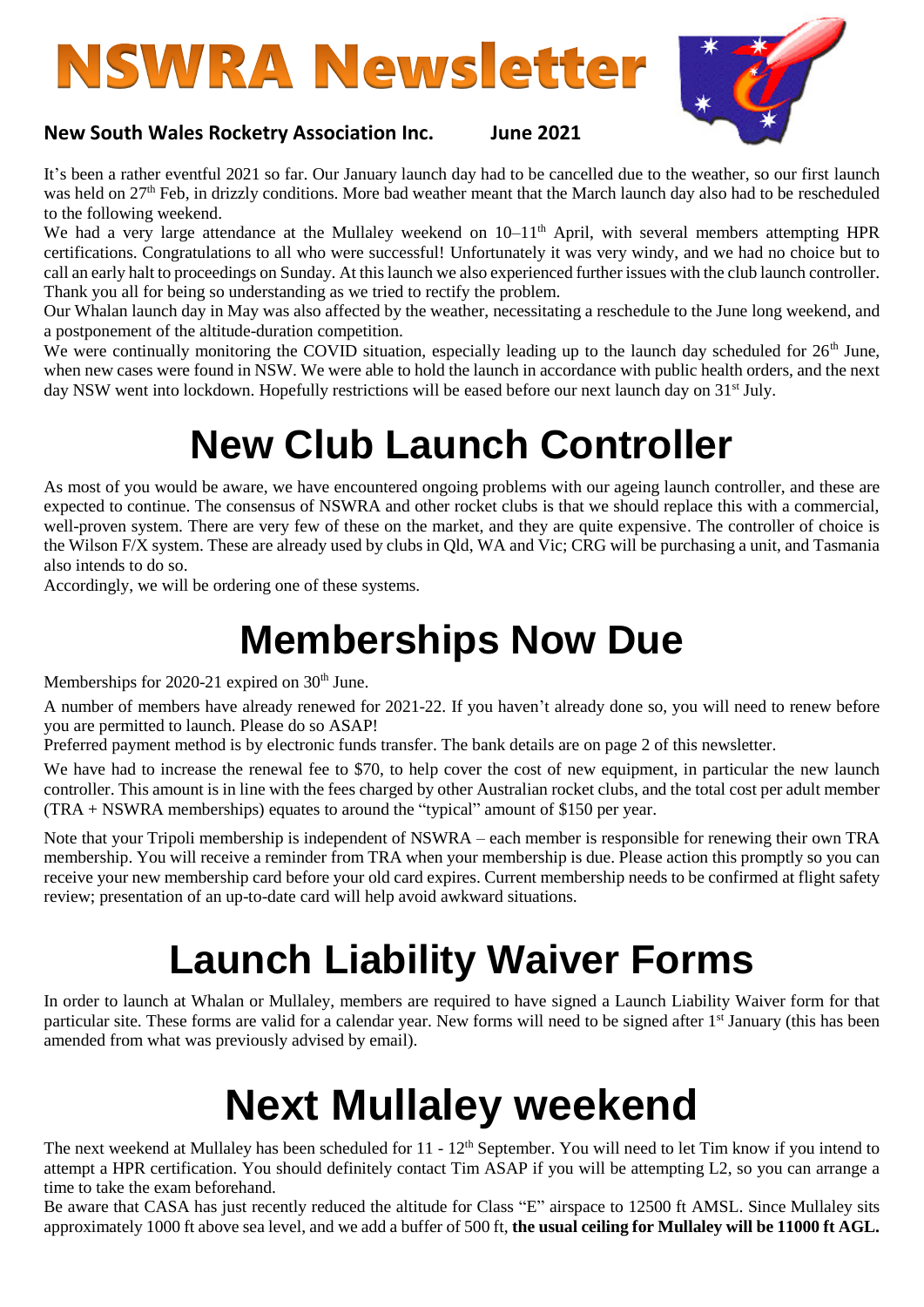# NSWRA Newsletter

**New South Wales Rocketry Association Inc. June 2021**

It's been a rather eventful 2021 so far. Our January launch day had to be cancelled due to the weather, so our first launch was held on 27th Feb, in drizzly conditions. More bad weather meant that the March launch day also had to be rescheduled to the following weekend.

We had a very large attendance at the Mullaley weekend on 10–11th April, with several members attempting HPR certifications. Congratulations to all who were successful! Unfortunately it was very windy, and we had no choice but to call an early halt to proceedings on Sunday. At this launch we also experienced further issues with the club launch controller. Thank you all for being so understanding as we tried to rectify the problem.

Our Whalan launch day in May was also affected by the weather, necessitating a reschedule to the June long weekend, and a postponement of the altitude-duration competition.

We were continually monitoring the COVID situation, especially leading up to the launch day scheduled for 26th June, when new cases were found in NSW. We were able to hold the launch in accordance with public health orders, and the next day NSW went into lockdown. Hopefully restrictions will be eased before our next launch day on 31st July.

# New Club Launch Controller

As most of you would be aware, we have encountered ongoing problems with our ageing launch controller, and these are expected to continue. The consensus of NSWRA and other rocket clubs is that we should replace this with a commercial, well-proven system. There are very few of these on the market, and they are quite expensive. The controller of choice is the Wilson F/X system. These are already used by clubs in Qld, WA and Vic; CRG will be purchasing a unit, and Tasmania also intends to do so.

Accordingly, we will be ordering one of these systems.

# Memberships Now Due

Memberships for 2020-21 expired on 30th June.

A number of members have already renewed for 2021-22. If you haven't already done so, you will need to renew before you are permitted to launch. Please do so ASAP!

Preferred payment method is by electronic funds transfer. The bank details are on page 2 of this newsletter.

We have had to increase the renewal fee to $70, to help cover the cost of new equipment, in particular the new launch controller. This amount is in line with the fees charged by other Australian rocket clubs, and the total cost per adult member (TRA + NSWRA memberships) equates to around the "typical" amount of $150 per year.

Note that your Tripoli membership is independent of NSWRA – each member is responsible for renewing their own TRA membership. You will receive a reminder from TRA when your membership is due. Please action this promptly so you can receive your new membership card before your old card expires. Current membership needs to be confirmed at flight safety review; presentation of an up-to-date card will help avoid awkward situations.

# Launch Liability Waiver Forms

In order to launch at Whalan or Mullaley, members are required to have signed a Launch Liability Waiver form for that particular site. These forms are valid for a calendar year. New forms will need to be signed after 1st January (this has been amended from what was previously advised by email).

# Next Mullaley weekend

The next weekend at Mullaley has been scheduled for 11 - 12th September. You will need to let Tim know if you intend to attempt a HPR certification. You should definitely contact Tim ASAP if you will be attempting L2, so you can arrange a time to take the exam beforehand.

Be aware that CASA has just recently reduced the altitude for Class "E" airspace to 12500 ft AMSL. Since Mullaley sits approximately 1000 ft above sea level, and we add a buffer of 500 ft, **the usual ceiling for Mullaley will be 11000 ft AGL.**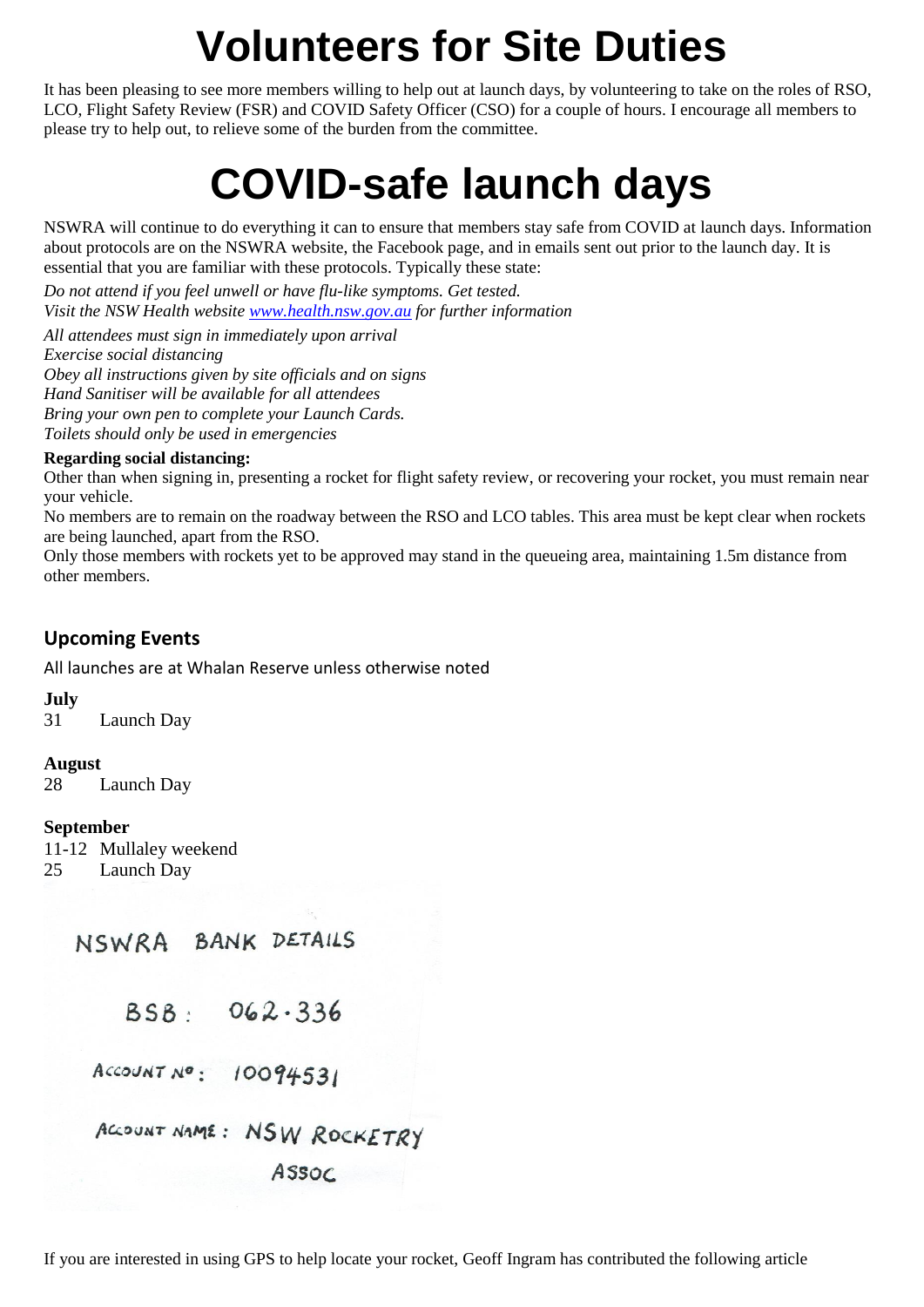# Volunteers for Site Duties

It has been pleasing to see more members willing to help out at launch days, by volunteering to take on the roles of RSO, LCO, Flight Safety Review (FSR) and COVID Safety Officer (CSO) for a couple of hours. I encourage all members to please try to help out, to relieve some of the burden from the committee.

# COVID-safe launch days

NSWRA will continue to do everything it can to ensure that members stay safe from COVID at launch days. Information about protocols are on the NSWRA website, the Facebook page, and in emails sent out prior to the launch day. It is essential that you are familiar with these protocols. Typically these state:

*Do not attend if you feel unwell or have flu-like symptoms. Get tested.*
*Visit the NSW Health website [www.health.nsw.gov.au](http://www.health.nsw.gov.au) for further information*

*All attendees must sign in immediately upon arrival*
*Exercise social distancing*
*Obey all instructions given by site officials and on signs*
*Hand Sanitiser will be available for all attendees*
*Bring your own pen to complete your Launch Cards.*
*Toilets should only be used in emergencies*

**Regarding social distancing:**
Other than when signing in, presenting a rocket for flight safety review, or recovering your rocket, you must remain near your vehicle.
No members are to remain on the roadway between the RSO and LCO tables. This area must be kept clear when rockets are being launched, apart from the RSO.
Only those members with rockets yet to be approved may stand in the queueing area, maintaining 1.5m distance from other members.

## Upcoming Events

All launches are at Whalan Reserve unless otherwise noted

**July**
31 Launch Day

**August**
28 Launch Day

**September**
11-12 Mullaley weekend
25 Launch Day

NSWRA BANK DETAILS

BSB: 062-336

ACCOUNT No: 10094531

ACCOUNT NAME: NSW ROCKETRY ASSOC

If you are interested in using GPS to help locate your rocket, Geoff Ingram has contributed the following article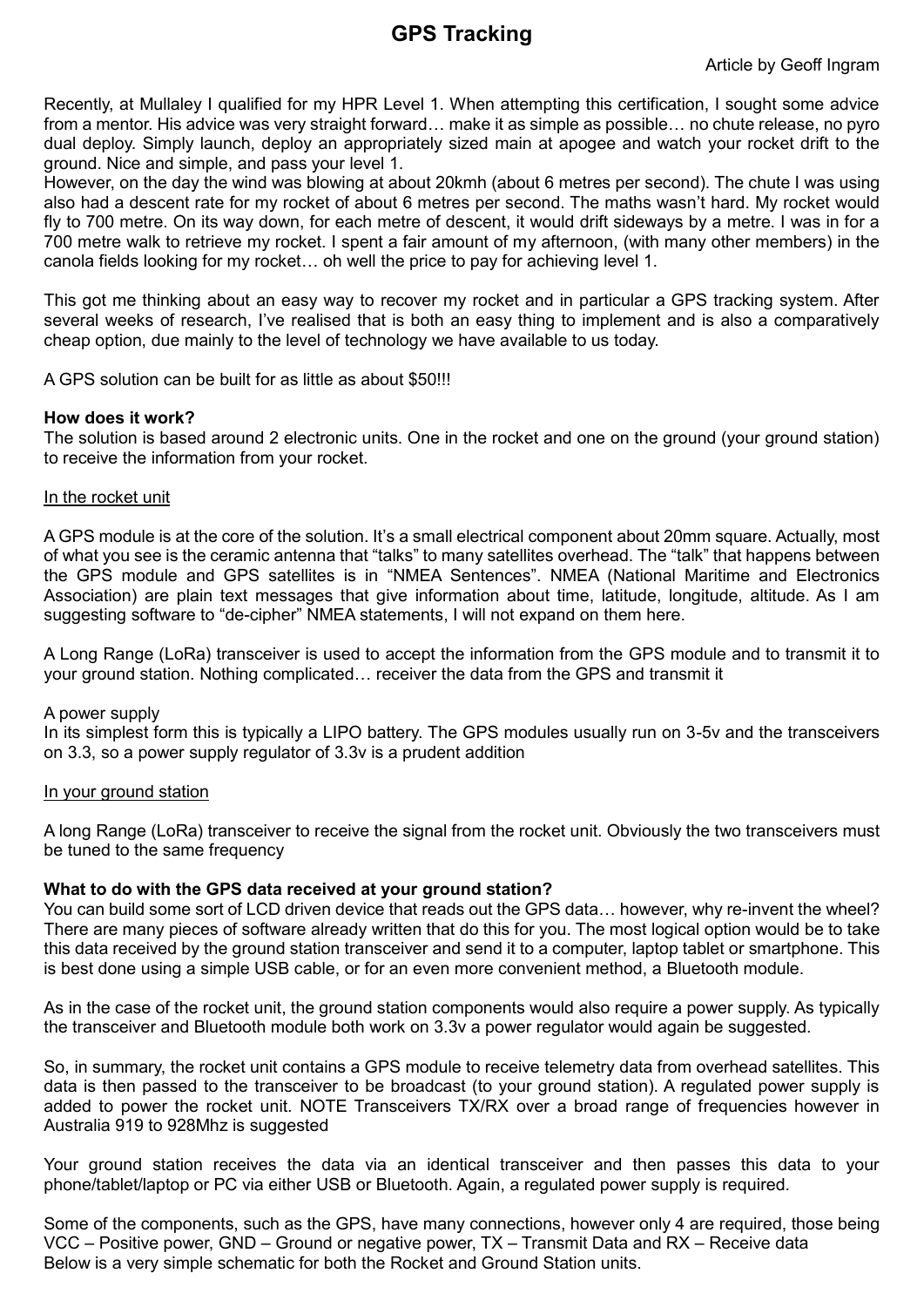# GPS Tracking

Article by Geoff Ingram

Recently, at Mullaley I qualified for my HPR Level 1. When attempting this certification, I sought some advice from a mentor. His advice was very straight forward… make it as simple as possible… no chute release, no pyro dual deploy. Simply launch, deploy an appropriately sized main at apogee and watch your rocket drift to the ground. Nice and simple, and pass your level 1.

However, on the day the wind was blowing at about 20kmh (about 6 metres per second). The chute I was using also had a descent rate for my rocket of about 6 metres per second. The maths wasn't hard. My rocket would fly to 700 metre. On its way down, for each metre of descent, it would drift sideways by a metre. I was in for a 700 metre walk to retrieve my rocket. I spent a fair amount of my afternoon, (with many other members) in the canola fields looking for my rocket… oh well the price to pay for achieving level 1.

This got me thinking about an easy way to recover my rocket and in particular a GPS tracking system. After several weeks of research, I've realised that is both an easy thing to implement and is also a comparatively cheap option, due mainly to the level of technology we have available to us today.

A GPS solution can be built for as little as about $50!!!

**How does it work?**

The solution is based around 2 electronic units. One in the rocket and one on the ground (your ground station) to receive the information from your rocket.

<u>In the rocket unit</u>

A GPS module is at the core of the solution. It's a small electrical component about 20mm square. Actually, most of what you see is the ceramic antenna that "talks" to many satellites overhead. The "talk" that happens between the GPS module and GPS satellites is in "NMEA Sentences". NMEA (National Maritime and Electronics Association) are plain text messages that give information about time, latitude, longitude, altitude. As I am suggesting software to "de-cipher" NMEA statements, I will not expand on them here.

A Long Range (LoRa) transceiver is used to accept the information from the GPS module and to transmit it to your ground station. Nothing complicated… receiver the data from the GPS and transmit it

A power supply

In its simplest form this is typically a LIPO battery. The GPS modules usually run on 3-5v and the transceivers on 3.3, so a power supply regulator of 3.3v is a prudent addition

<u>In your ground station</u>

A long Range (LoRa) transceiver to receive the signal from the rocket unit. Obviously the two transceivers must be tuned to the same frequency

**What to do with the GPS data received at your ground station?**

You can build some sort of LCD driven device that reads out the GPS data… however, why re-invent the wheel? There are many pieces of software already written that do this for you. The most logical option would be to take this data received by the ground station transceiver and send it to a computer, laptop tablet or smartphone. This is best done using a simple USB cable, or for an even more convenient method, a Bluetooth module.

As in the case of the rocket unit, the ground station components would also require a power supply. As typically the transceiver and Bluetooth module both work on 3.3v a power regulator would again be suggested.

So, in summary, the rocket unit contains a GPS module to receive telemetry data from overhead satellites. This data is then passed to the transceiver to be broadcast (to your ground station). A regulated power supply is added to power the rocket unit. NOTE Transceivers TX/RX over a broad range of frequencies however in Australia 919 to 928Mhz is suggested

Your ground station receives the data via an identical transceiver and then passes this data to your phone/tablet/laptop or PC via either USB or Bluetooth. Again, a regulated power supply is required.

Some of the components, such as the GPS, have many connections, however only 4 are required, those being VCC – Positive power, GND – Ground or negative power, TX – Transmit Data and RX – Receive data

Below is a very simple schematic for both the Rocket and Ground Station units.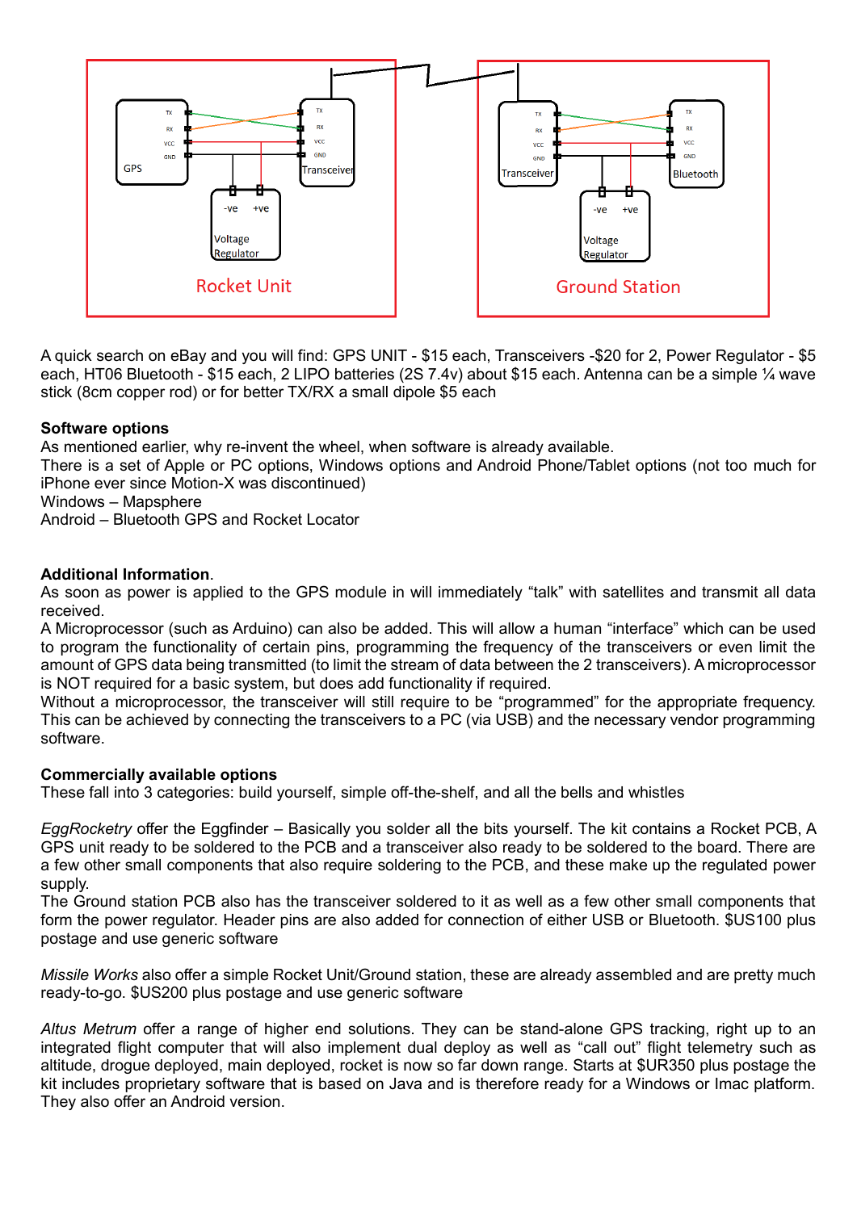Rocket Unit

Ground Station

A quick search on eBay and you will find: GPS UNIT - $15 each, Transceivers -$20 for 2, Power Regulator - $5 each, HT06 Bluetooth - $15 each, 2 LIPO batteries (2S 7.4v) about $15 each. Antenna can be a simple ¼ wave stick (8cm copper rod) or for better TX/RX a small dipole $5 each

**Software options**

As mentioned earlier, why re-invent the wheel, when software is already available.
There is a set of Apple or PC options, Windows options and Android Phone/Tablet options (not too much for iPhone ever since Motion-X was discontinued)
Windows – Mapsphere
Android – Bluetooth GPS and Rocket Locator

**Additional Information**.

As soon as power is applied to the GPS module in will immediately "talk" with satellites and transmit all data received.
A Microprocessor (such as Arduino) can also be added. This will allow a human "interface" which can be used to program the functionality of certain pins, programming the frequency of the transceivers or even limit the amount of GPS data being transmitted (to limit the stream of data between the 2 transceivers). A microprocessor is NOT required for a basic system, but does add functionality if required.
Without a microprocessor, the transceiver will still require to be "programmed" for the appropriate frequency. This can be achieved by connecting the transceivers to a PC (via USB) and the necessary vendor programming software.

**Commercially available options**

These fall into 3 categories: build yourself, simple off-the-shelf, and all the bells and whistles

*EggRocketry* offer the Eggfinder – Basically you solder all the bits yourself. The kit contains a Rocket PCB, A GPS unit ready to be soldered to the PCB and a transceiver also ready to be soldered to the board. There are a few other small components that also require soldering to the PCB, and these make up the regulated power supply.
The Ground station PCB also has the transceiver soldered to it as well as a few other small components that form the power regulator. Header pins are also added for connection of either USB or Bluetooth. $US100 plus postage and use generic software

*Missile Works* also offer a simple Rocket Unit/Ground station, these are already assembled and are pretty much ready-to-go. $US200 plus postage and use generic software

*Altus Metrum* offer a range of higher end solutions. They can be stand-alone GPS tracking, right up to an integrated flight computer that will also implement dual deploy as well as "call out" flight telemetry such as altitude, drogue deployed, main deployed, rocket is now so far down range. Starts at $UR350 plus postage the kit includes proprietary software that is based on Java and is therefore ready for a Windows or Imac platform. They also offer an Android version.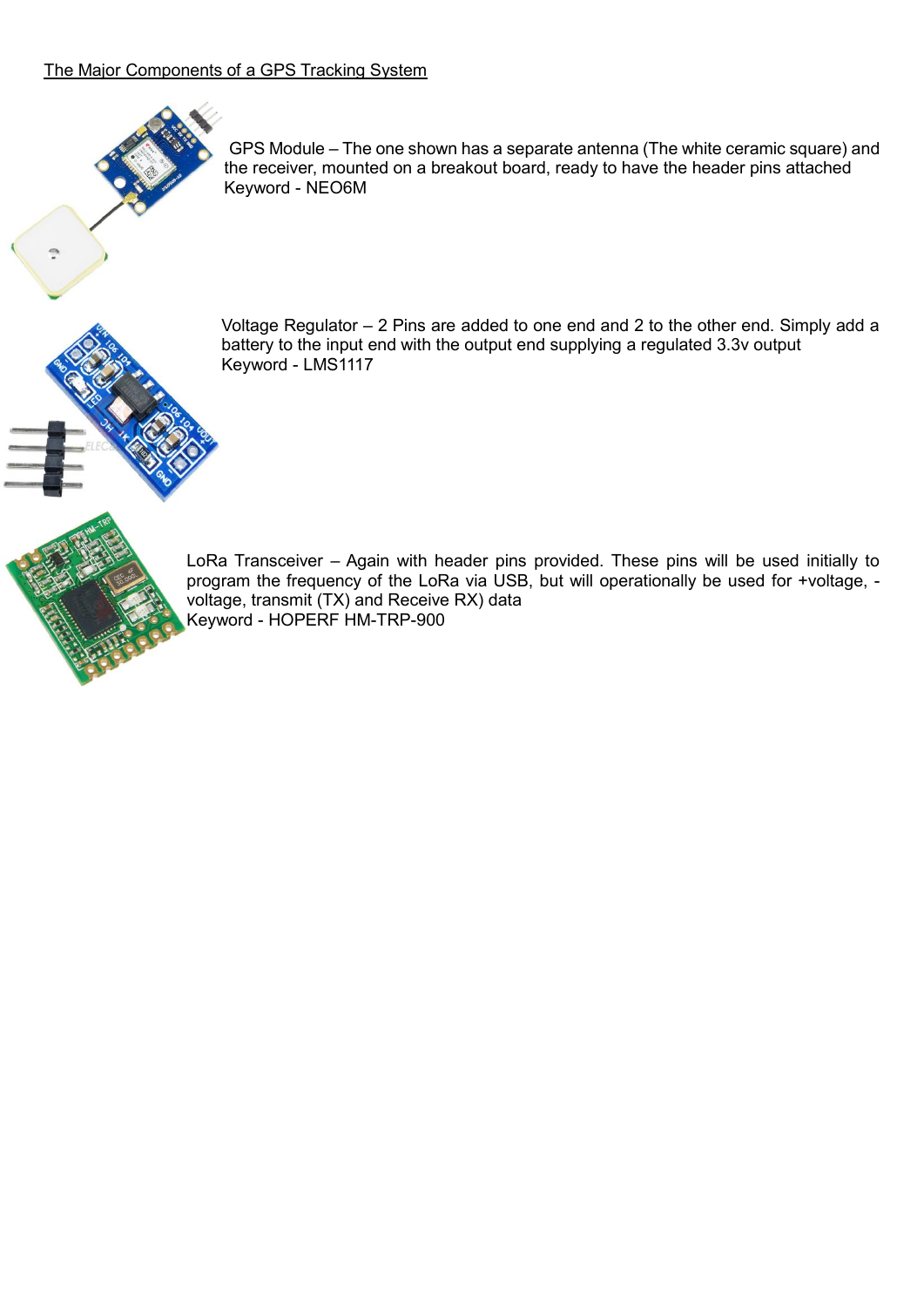The Major Components of a GPS Tracking System

GPS Module – The one shown has a separate antenna (The white ceramic square) and the receiver, mounted on a breakout board, ready to have the header pins attached
Keyword - NEO6M

Voltage Regulator – 2 Pins are added to one end and 2 to the other end. Simply add a battery to the input end with the output end supplying a regulated 3.3v output
Keyword - LMS1117

LoRa Transceiver – Again with header pins provided. These pins will be used initially to program the frequency of the LoRa via USB, but will operationally be used for +voltage, -voltage, transmit (TX) and Receive RX) data
Keyword - HOPERF HM-TRP-900